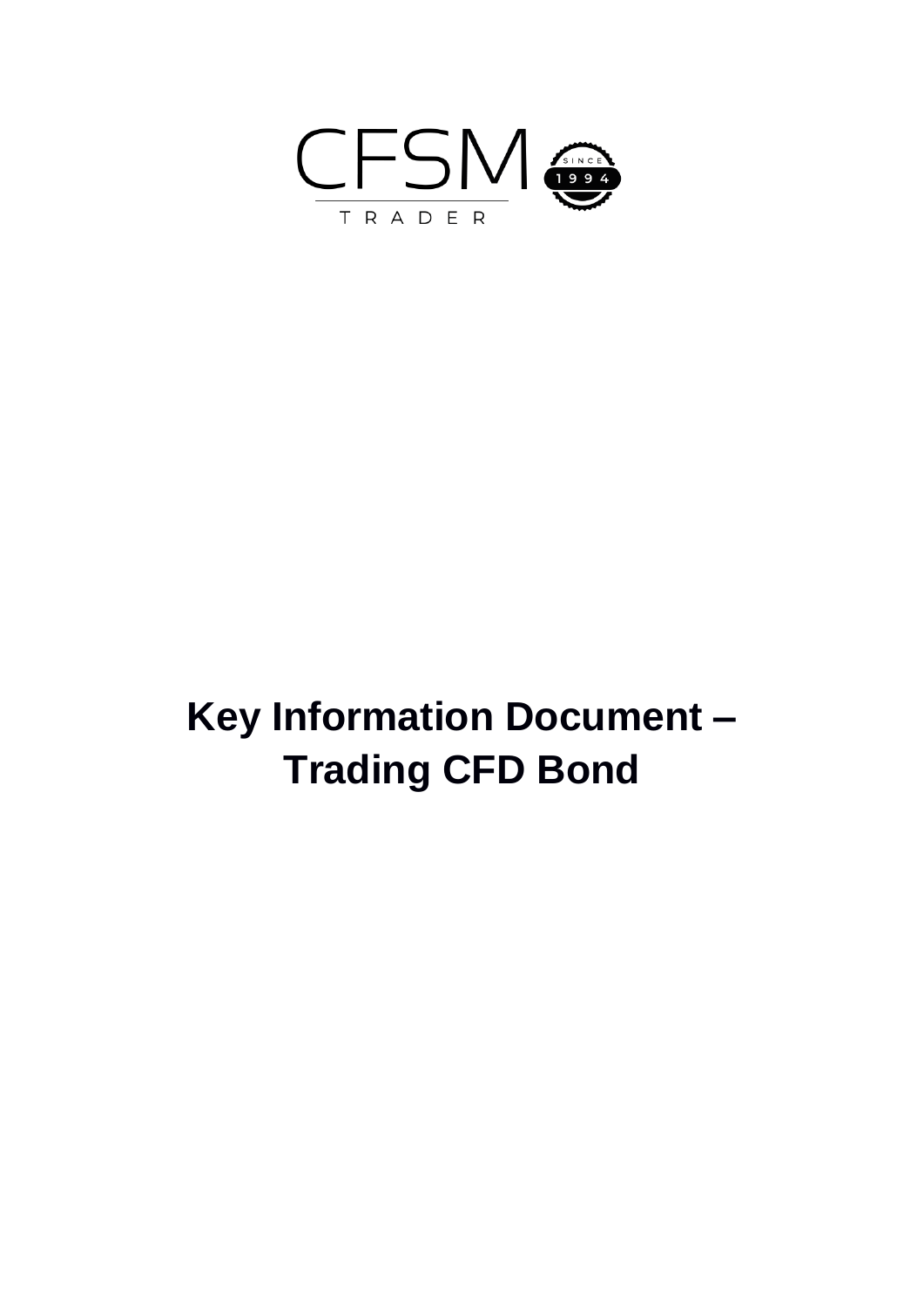CFSM TRADER

SINCE 1994

# Key Information Document – Trading CFD Bond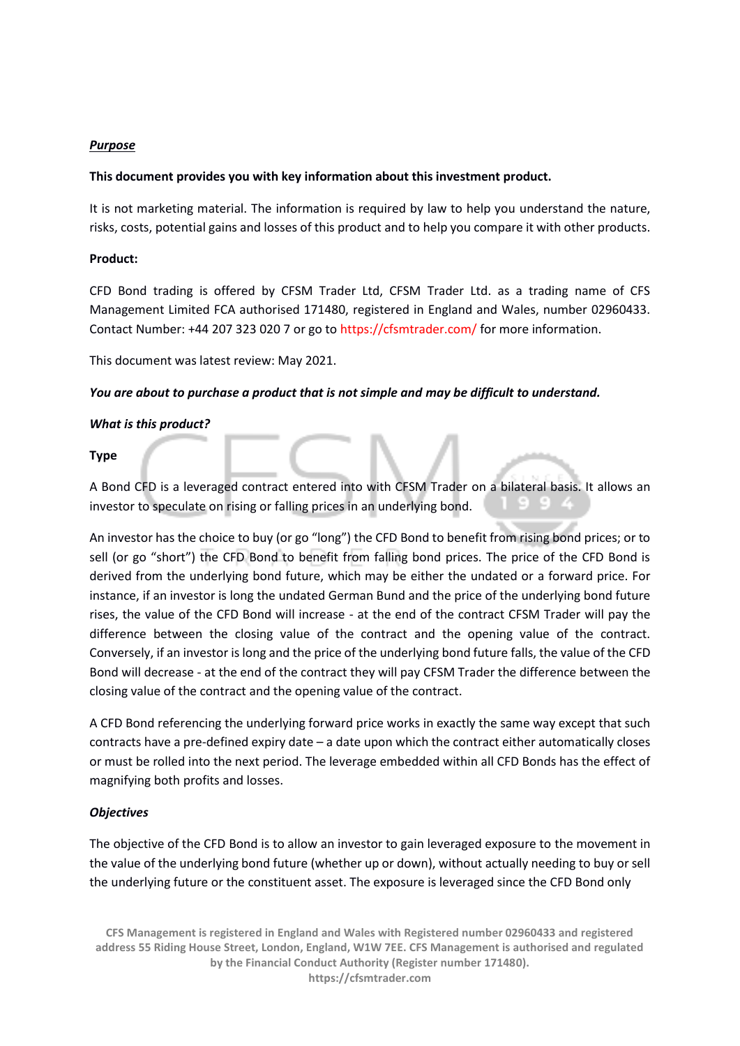***Purpose***

**This document provides you with key information about this investment product.**

It is not marketing material. The information is required by law to help you understand the nature, risks, costs, potential gains and losses of this product and to help you compare it with other products.

**Product:**

CFD Bond trading is offered by CFSM Trader Ltd, CFSM Trader Ltd. as a trading name of CFS Management Limited FCA authorised 171480, registered in England and Wales, number 02960433. Contact Number: +44 207 323 020 7 or go to https://cfsmtrader.com/ for more information.

This document was latest review: May 2021.

***You are about to purchase a product that is not simple and may be difficult to understand.***

***What is this product?***

**Type**

A Bond CFD is a leveraged contract entered into with CFSM Trader on a bilateral basis. It allows an investor to speculate on rising or falling prices in an underlying bond.

An investor has the choice to buy (or go "long") the CFD Bond to benefit from rising bond prices; or to sell (or go "short") the CFD Bond to benefit from falling bond prices. The price of the CFD Bond is derived from the underlying bond future, which may be either the undated or a forward price. For instance, if an investor is long the undated German Bund and the price of the underlying bond future rises, the value of the CFD Bond will increase - at the end of the contract CFSM Trader will pay the difference between the closing value of the contract and the opening value of the contract. Conversely, if an investor is long and the price of the underlying bond future falls, the value of the CFD Bond will decrease - at the end of the contract they will pay CFSM Trader the difference between the closing value of the contract and the opening value of the contract.

A CFD Bond referencing the underlying forward price works in exactly the same way except that such contracts have a pre-defined expiry date – a date upon which the contract either automatically closes or must be rolled into the next period. The leverage embedded within all CFD Bonds has the effect of magnifying both profits and losses.

***Objectives***

The objective of the CFD Bond is to allow an investor to gain leveraged exposure to the movement in the value of the underlying bond future (whether up or down), without actually needing to buy or sell the underlying future or the constituent asset. The exposure is leveraged since the CFD Bond only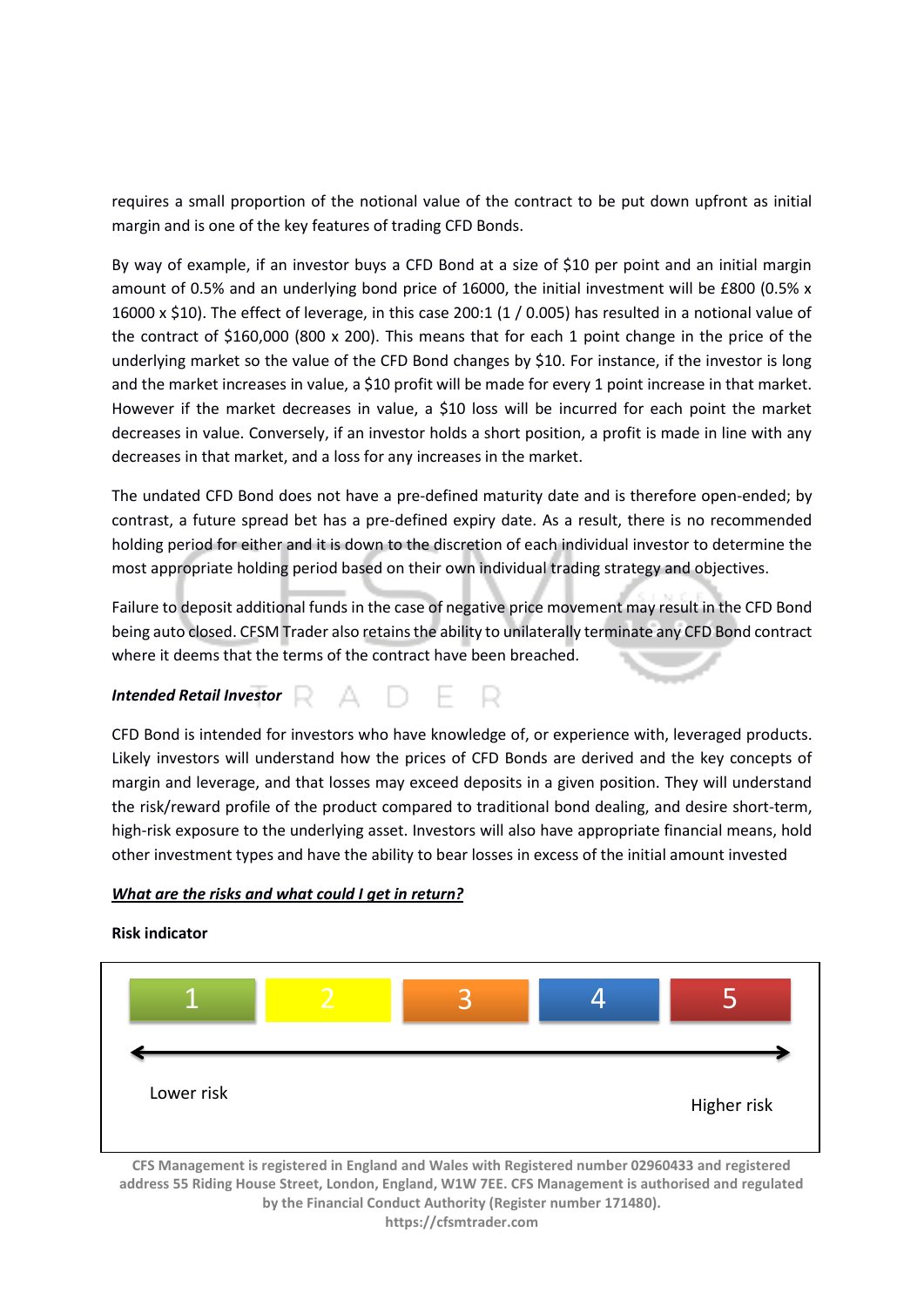requires a small proportion of the notional value of the contract to be put down upfront as initial margin and is one of the key features of trading CFD Bonds.

By way of example, if an investor buys a CFD Bond at a size of $10 per point and an initial margin amount of 0.5% and an underlying bond price of 16000, the initial investment will be £800 (0.5% x 16000 x $10). The effect of leverage, in this case 200:1 (1 / 0.005) has resulted in a notional value of the contract of $160,000 (800 x 200). This means that for each 1 point change in the price of the underlying market so the value of the CFD Bond changes by $10. For instance, if the investor is long and the market increases in value, a $10 profit will be made for every 1 point increase in that market. However if the market decreases in value, a $10 loss will be incurred for each point the market decreases in value. Conversely, if an investor holds a short position, a profit is made in line with any decreases in that market, and a loss for any increases in the market.

The undated CFD Bond does not have a pre-defined maturity date and is therefore open-ended; by contrast, a future spread bet has a pre-defined expiry date. As a result, there is no recommended holding period for either and it is down to the discretion of each individual investor to determine the most appropriate holding period based on their own individual trading strategy and objectives.

Failure to deposit additional funds in the case of negative price movement may result in the CFD Bond being auto closed. CFSM Trader also retains the ability to unilaterally terminate any CFD Bond contract where it deems that the terms of the contract have been breached.

***Intended Retail Investor***

CFD Bond is intended for investors who have knowledge of, or experience with, leveraged products. Likely investors will understand how the prices of CFD Bonds are derived and the key concepts of margin and leverage, and that losses may exceed deposits in a given position. They will understand the risk/reward profile of the product compared to traditional bond dealing, and desire short-term, high-risk exposure to the underlying asset. Investors will also have appropriate financial means, hold other investment types and have the ability to bear losses in excess of the initial amount invested

***<u>What are the risks and what could I get in return?</u>***

**Risk indicator**

| 1 | 2 | 3 | 4 | 5 |
|---|---|---|---|---|

Lower risk ← → Higher risk

CFS Management is registered in England and Wales with Registered number 02960433 and registered address 55 Riding House Street, London, England, W1W 7EE. CFS Management is authorised and regulated by the Financial Conduct Authority (Register number 171480).
https://cfsmtrader.com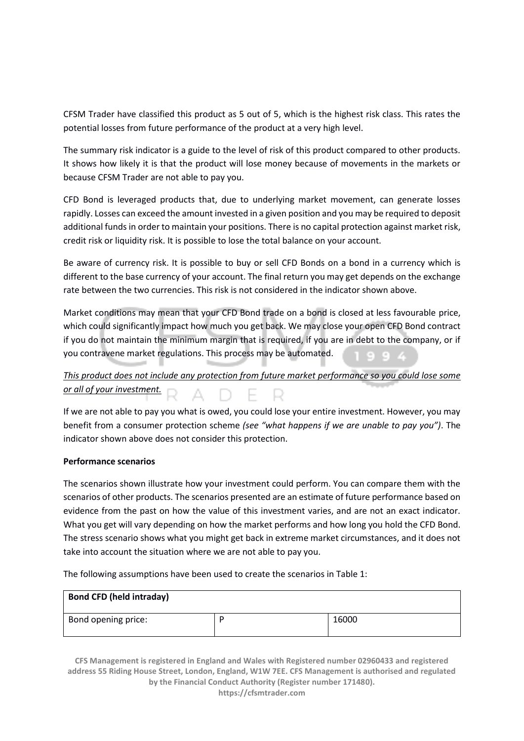CFSM Trader have classified this product as 5 out of 5, which is the highest risk class. This rates the potential losses from future performance of the product at a very high level.

The summary risk indicator is a guide to the level of risk of this product compared to other products. It shows how likely it is that the product will lose money because of movements in the markets or because CFSM Trader are not able to pay you.

CFD Bond is leveraged products that, due to underlying market movement, can generate losses rapidly. Losses can exceed the amount invested in a given position and you may be required to deposit additional funds in order to maintain your positions. There is no capital protection against market risk, credit risk or liquidity risk. It is possible to lose the total balance on your account.

Be aware of currency risk. It is possible to buy or sell CFD Bonds on a bond in a currency which is different to the base currency of your account. The final return you may get depends on the exchange rate between the two currencies. This risk is not considered in the indicator shown above.

Market conditions may mean that your CFD Bond trade on a bond is closed at less favourable price, which could significantly impact how much you get back. We may close your open CFD Bond contract if you do not maintain the minimum margin that is required, if you are in debt to the company, or if you contravene market regulations. This process may be automated.

*<u>This product does not include any protection from future market performance so you could lose some or all of your investment.</u>*

If we are not able to pay you what is owed, you could lose your entire investment. However, you may benefit from a consumer protection scheme *(see "what happens if we are unable to pay you")*. The indicator shown above does not consider this protection.

**Performance scenarios**

The scenarios shown illustrate how your investment could perform. You can compare them with the scenarios of other products. The scenarios presented are an estimate of future performance based on evidence from the past on how the value of this investment varies, and are not an exact indicator. What you get will vary depending on how the market performs and how long you hold the CFD Bond. The stress scenario shows what you might get back in extreme market circumstances, and it does not take into account the situation where we are not able to pay you.

The following assumptions have been used to create the scenarios in Table 1:

| **Bond CFD (held intraday)** | | |
|---|---|---|
| Bond opening price: | P | 16000 |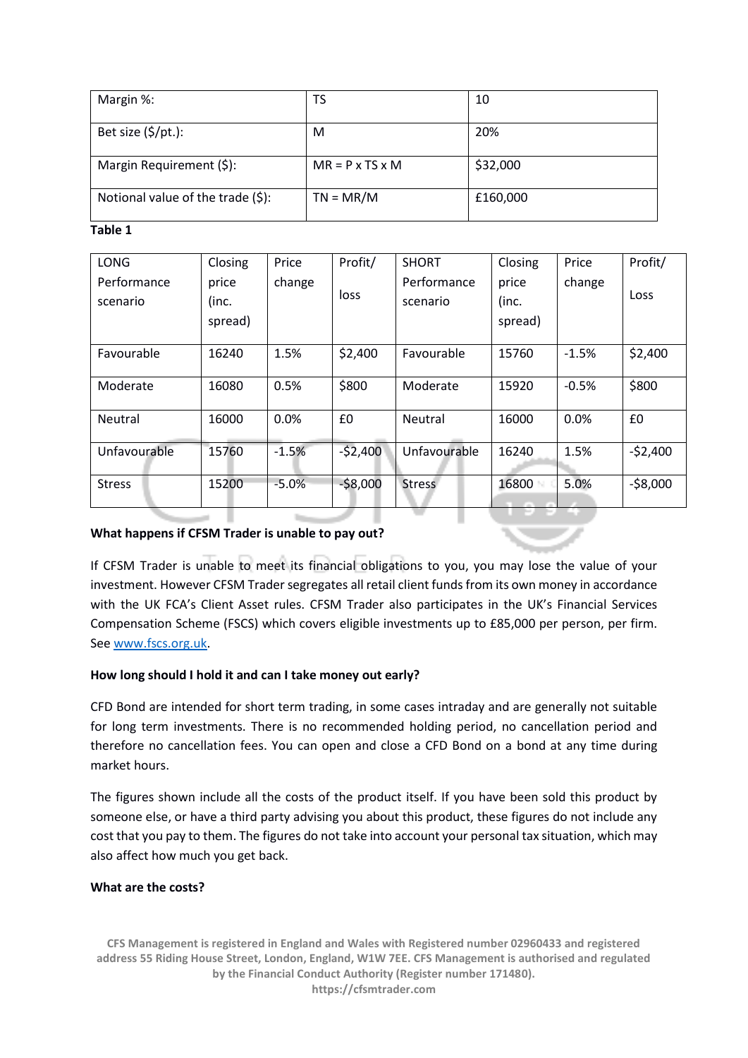| Margin %: | TS | 10 |
|---|---|---|
| Bet size ($/pt.): | M | 20% |
| Margin Requirement ($): | MR = P x TS x M | $32,000 |
| Notional value of the trade ($): | TN = MR/M | £160,000 |

**Table 1**

| LONG Performance scenario | Closing price (inc. spread) | Price change | Profit/ loss | SHORT Performance scenario | Closing price (inc. spread) | Price change | Profit/ Loss |
|---|---|---|---|---|---|---|---|
| Favourable | 16240 | 1.5% | $2,400 | Favourable | 15760 | -1.5% | $2,400 |
| Moderate | 16080 | 0.5% | $800 | Moderate | 15920 | -0.5% | $800 |
| Neutral | 16000 | 0.0% | £0 | Neutral | 16000 | 0.0% | £0 |
| Unfavourable | 15760 | -1.5% | -$2,400 | Unfavourable | 16240 | 1.5% | -$2,400 |
| Stress | 15200 | -5.0% | -$8,000 | Stress | 16800 | 5.0% | -$8,000 |

**What happens if CFSM Trader is unable to pay out?**

If CFSM Trader is unable to meet its financial obligations to you, you may lose the value of your investment. However CFSM Trader segregates all retail client funds from its own money in accordance with the UK FCA's Client Asset rules. CFSM Trader also participates in the UK's Financial Services Compensation Scheme (FSCS) which covers eligible investments up to £85,000 per person, per firm. See www.fscs.org.uk.

**How long should I hold it and can I take money out early?**

CFD Bond are intended for short term trading, in some cases intraday and are generally not suitable for long term investments. There is no recommended holding period, no cancellation period and therefore no cancellation fees. You can open and close a CFD Bond on a bond at any time during market hours.

The figures shown include all the costs of the product itself. If you have been sold this product by someone else, or have a third party advising you about this product, these figures do not include any cost that you pay to them. The figures do not take into account your personal tax situation, which may also affect how much you get back.

**What are the costs?**

CFS Management is registered in England and Wales with Registered number 02960433 and registered address 55 Riding House Street, London, England, W1W 7EE. CFS Management is authorised and regulated by the Financial Conduct Authority (Register number 171480).
https://cfsmtrader.com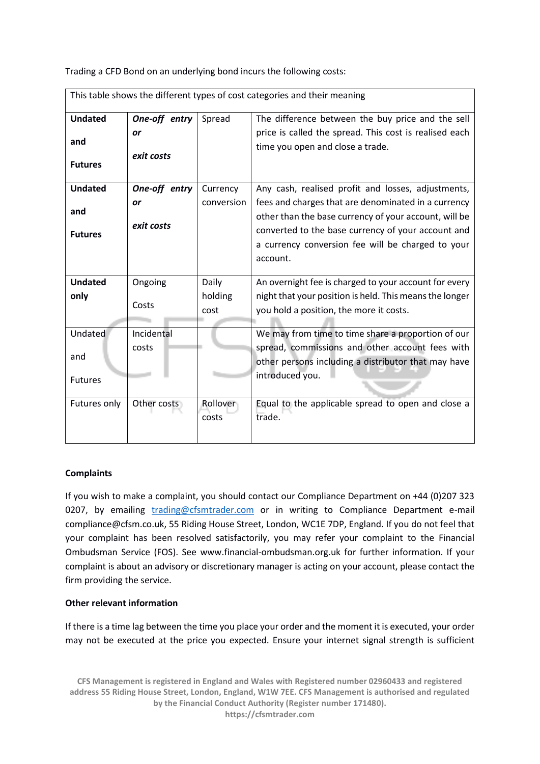Trading a CFD Bond on an underlying bond incurs the following costs:

| This table shows the different types of cost categories and their meaning | | | |
|---|---|---|---|
| **Undated and Futures** | ***One-off entry or exit costs*** | Spread | The difference between the buy price and the sell price is called the spread. This cost is realised each time you open and close a trade. |
| **Undated and Futures** | ***One-off entry or exit costs*** | Currency conversion | Any cash, realised profit and losses, adjustments, fees and charges that are denominated in a currency other than the base currency of your account, will be converted to the base currency of your account and a currency conversion fee will be charged to your account. |
| **Undated only** | Ongoing Costs | Daily holding cost | An overnight fee is charged to your account for every night that your position is held. This means the longer you hold a position, the more it costs. |
| Undated and Futures | Incidental costs | | We may from time to time share a proportion of our spread, commissions and other account fees with other persons including a distributor that may have introduced you. |
| Futures only | Other costs | Rollover costs | Equal to the applicable spread to open and close a trade. |

**Complaints**

If you wish to make a complaint, you should contact our Compliance Department on +44 (0)207 323 0207, by emailing trading@cfsmtrader.com or in writing to Compliance Department e-mail compliance@cfsm.co.uk, 55 Riding House Street, London, WC1E 7DP, England. If you do not feel that your complaint has been resolved satisfactorily, you may refer your complaint to the Financial Ombudsman Service (FOS). See www.financial-ombudsman.org.uk for further information. If your complaint is about an advisory or discretionary manager is acting on your account, please contact the firm providing the service.

**Other relevant information**

If there is a time lag between the time you place your order and the moment it is executed, your order may not be executed at the price you expected. Ensure your internet signal strength is sufficient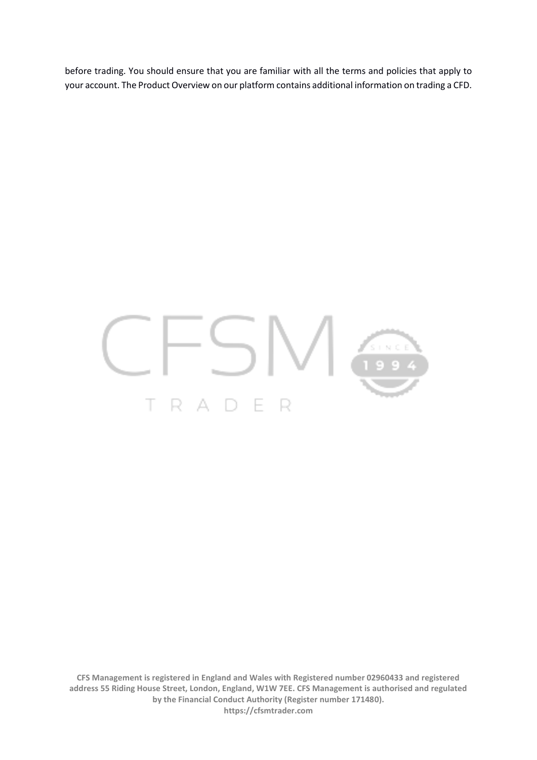before trading. You should ensure that you are familiar with all the terms and policies that apply to your account. The Product Overview on our platform contains additional information on trading a CFD.